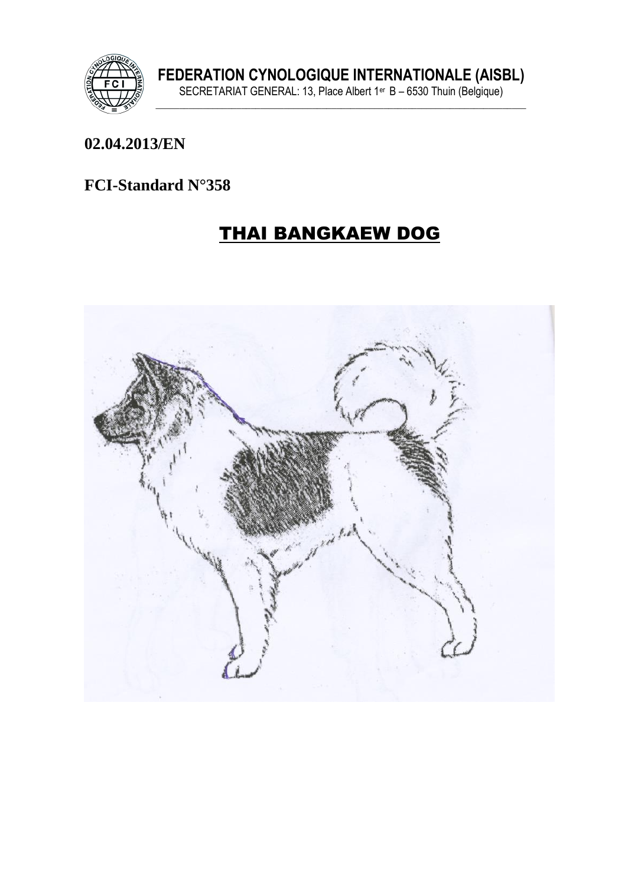FEDERATION CYNOLOGIQUE INTERNATIONALE (AISBL)
SECRETARIAT GENERAL: 13, Place Albert 1er B – 6530 Thuin (Belgique)

**02.04.2013/EN**

**FCI-Standard N°358**

# THAI BANGKAEW DOG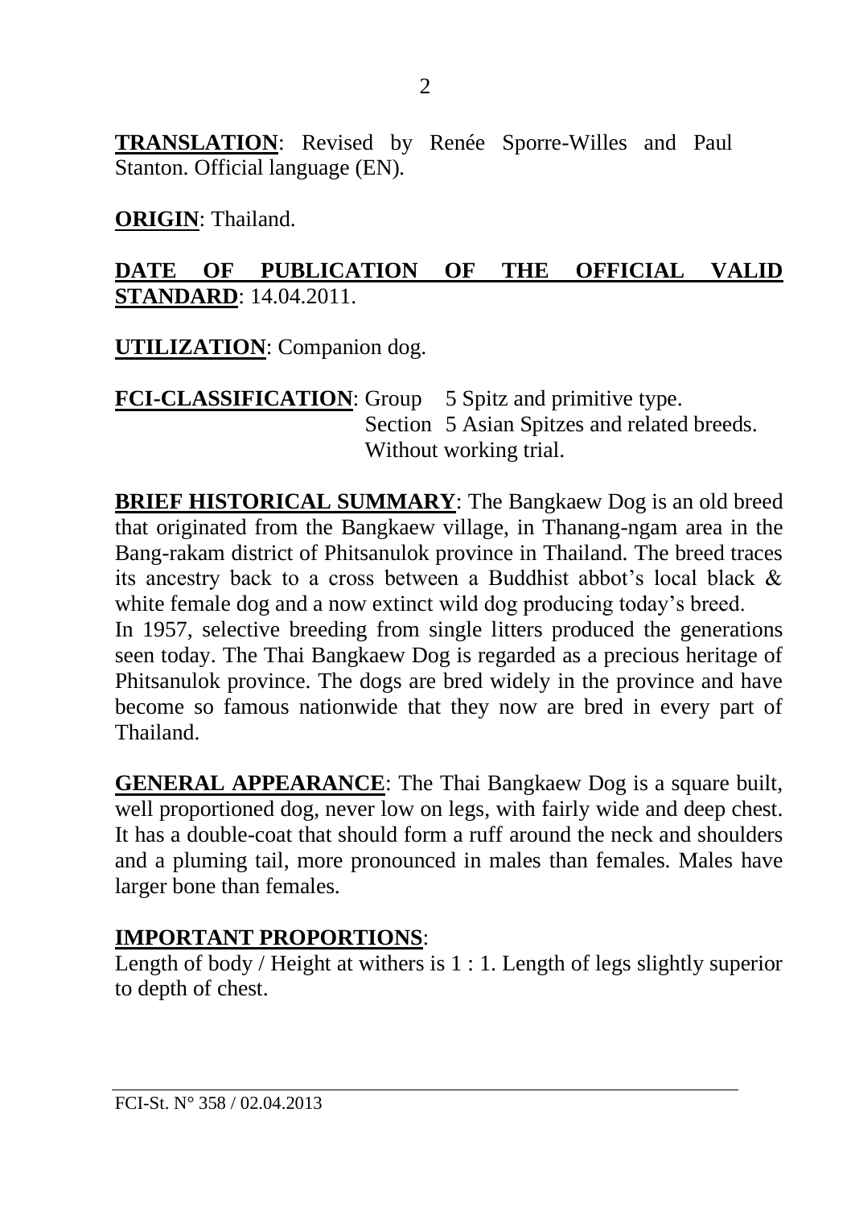**TRANSLATION**: Revised by Renée Sporre-Willes and Paul Stanton. Official language (EN).

**ORIGIN**: Thailand.

**DATE OF PUBLICATION OF THE OFFICIAL VALID STANDARD**: 14.04.2011.

**UTILIZATION**: Companion dog.

**FCI-CLASSIFICATION**: Group 5 Spitz and primitive type.
Section 5 Asian Spitzes and related breeds.
Without working trial.

**BRIEF HISTORICAL SUMMARY**: The Bangkaew Dog is an old breed that originated from the Bangkaew village, in Thanang-ngam area in the Bang-rakam district of Phitsanulok province in Thailand. The breed traces its ancestry back to a cross between a Buddhist abbot's local black & white female dog and a now extinct wild dog producing today's breed.
In 1957, selective breeding from single litters produced the generations seen today. The Thai Bangkaew Dog is regarded as a precious heritage of Phitsanulok province. The dogs are bred widely in the province and have become so famous nationwide that they now are bred in every part of Thailand.

**GENERAL APPEARANCE**: The Thai Bangkaew Dog is a square built, well proportioned dog, never low on legs, with fairly wide and deep chest. It has a double-coat that should form a ruff around the neck and shoulders and a pluming tail, more pronounced in males than females. Males have larger bone than females.

**IMPORTANT PROPORTIONS**:
Length of body / Height at withers is 1 : 1. Length of legs slightly superior to depth of chest.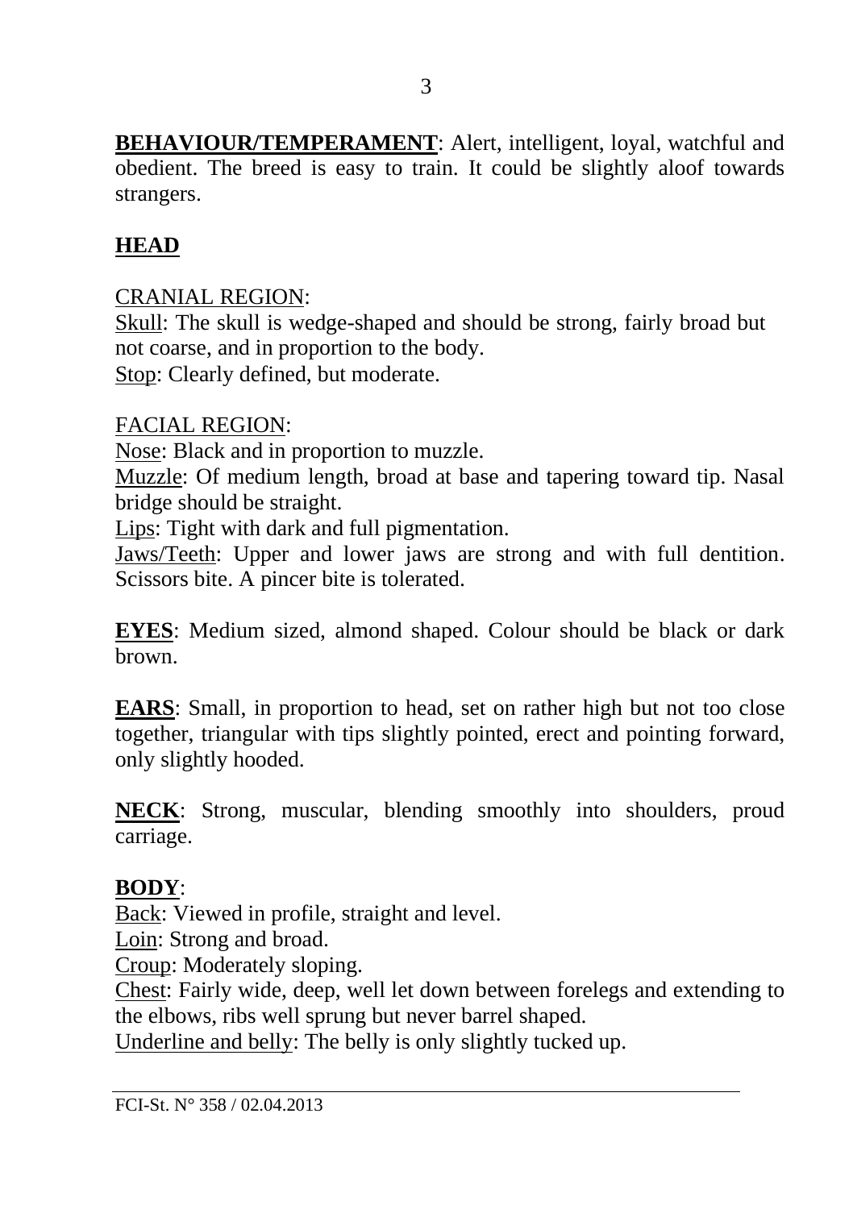**BEHAVIOUR/TEMPERAMENT**: Alert, intelligent, loyal, watchful and obedient. The breed is easy to train. It could be slightly aloof towards strangers.

## HEAD

CRANIAL REGION:

Skull: The skull is wedge-shaped and should be strong, fairly broad but not coarse, and in proportion to the body.

Stop: Clearly defined, but moderate.

FACIAL REGION:

Nose: Black and in proportion to muzzle.

Muzzle: Of medium length, broad at base and tapering toward tip. Nasal bridge should be straight.

Lips: Tight with dark and full pigmentation.

Jaws/Teeth: Upper and lower jaws are strong and with full dentition. Scissors bite. A pincer bite is tolerated.

**EYES**: Medium sized, almond shaped. Colour should be black or dark brown.

**EARS**: Small, in proportion to head, set on rather high but not too close together, triangular with tips slightly pointed, erect and pointing forward, only slightly hooded.

**NECK**: Strong, muscular, blending smoothly into shoulders, proud carriage.

**BODY**:

Back: Viewed in profile, straight and level.

Loin: Strong and broad.

Croup: Moderately sloping.

Chest: Fairly wide, deep, well let down between forelegs and extending to the elbows, ribs well sprung but never barrel shaped.

Underline and belly: The belly is only slightly tucked up.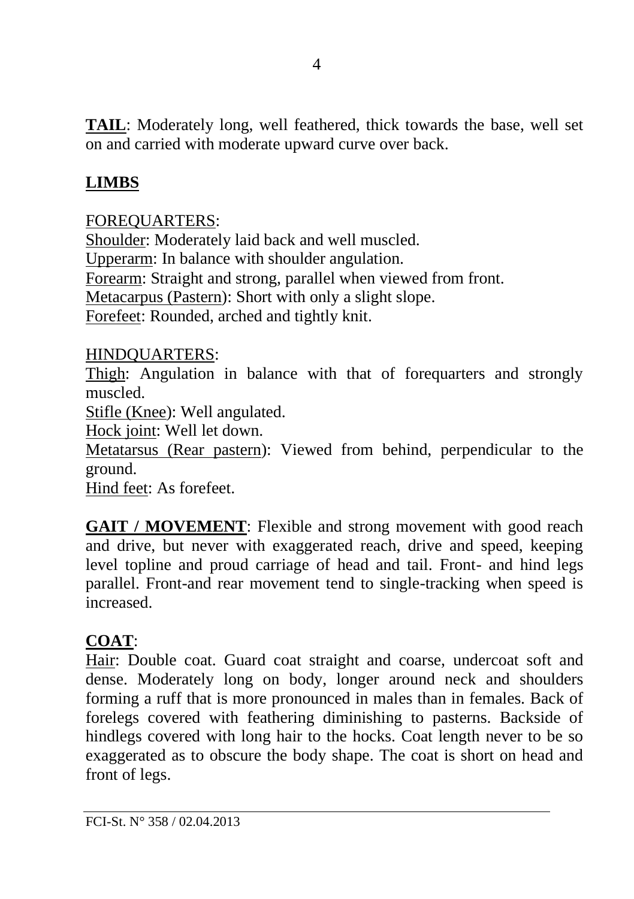**TAIL**: Moderately long, well feathered, thick towards the base, well set on and carried with moderate upward curve over back.

**LIMBS**

FOREQUARTERS:
Shoulder: Moderately laid back and well muscled.
Upperarm: In balance with shoulder angulation.
Forearm: Straight and strong, parallel when viewed from front.
Metacarpus (Pastern): Short with only a slight slope.
Forefeet: Rounded, arched and tightly knit.

HINDQUARTERS:
Thigh: Angulation in balance with that of forequarters and strongly muscled.
Stifle (Knee): Well angulated.
Hock joint: Well let down.
Metatarsus (Rear pastern): Viewed from behind, perpendicular to the ground.
Hind feet: As forefeet.

**GAIT / MOVEMENT**: Flexible and strong movement with good reach and drive, but never with exaggerated reach, drive and speed, keeping level topline and proud carriage of head and tail. Front- and hind legs parallel. Front-and rear movement tend to single-tracking when speed is increased.

**COAT**:
Hair: Double coat. Guard coat straight and coarse, undercoat soft and dense. Moderately long on body, longer around neck and shoulders forming a ruff that is more pronounced in males than in females. Back of forelegs covered with feathering diminishing to pasterns. Backside of hindlegs covered with long hair to the hocks. Coat length never to be so exaggerated as to obscure the body shape. The coat is short on head and front of legs.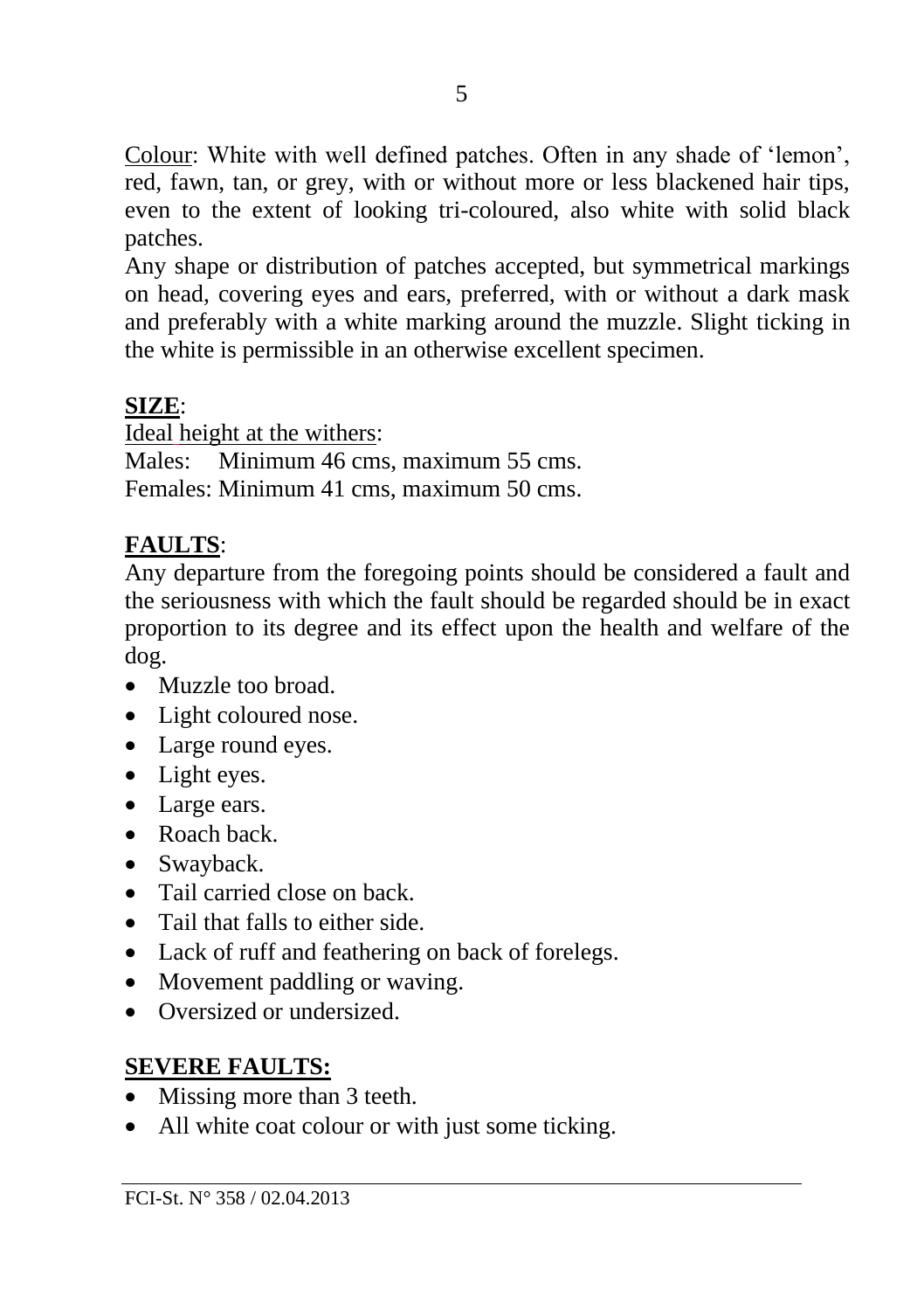Colour: White with well defined patches. Often in any shade of 'lemon', red, fawn, tan, or grey, with or without more or less blackened hair tips, even to the extent of looking tri-coloured, also white with solid black patches.
Any shape or distribution of patches accepted, but symmetrical markings on head, covering eyes and ears, preferred, with or without a dark mask and preferably with a white marking around the muzzle. Slight ticking in the white is permissible in an otherwise excellent specimen.

## SIZE:

Ideal height at the withers:
Males: Minimum 46 cms, maximum 55 cms.
Females: Minimum 41 cms, maximum 50 cms.

## FAULTS:

Any departure from the foregoing points should be considered a fault and the seriousness with which the fault should be regarded should be in exact proportion to its degree and its effect upon the health and welfare of the dog.

- Muzzle too broad.
- Light coloured nose.
- Large round eyes.
- Light eyes.
- Large ears.
- Roach back.
- Swayback.
- Tail carried close on back.
- Tail that falls to either side.
- Lack of ruff and feathering on back of forelegs.
- Movement paddling or waving.
- Oversized or undersized.

## SEVERE FAULTS:

- Missing more than 3 teeth.
- All white coat colour or with just some ticking.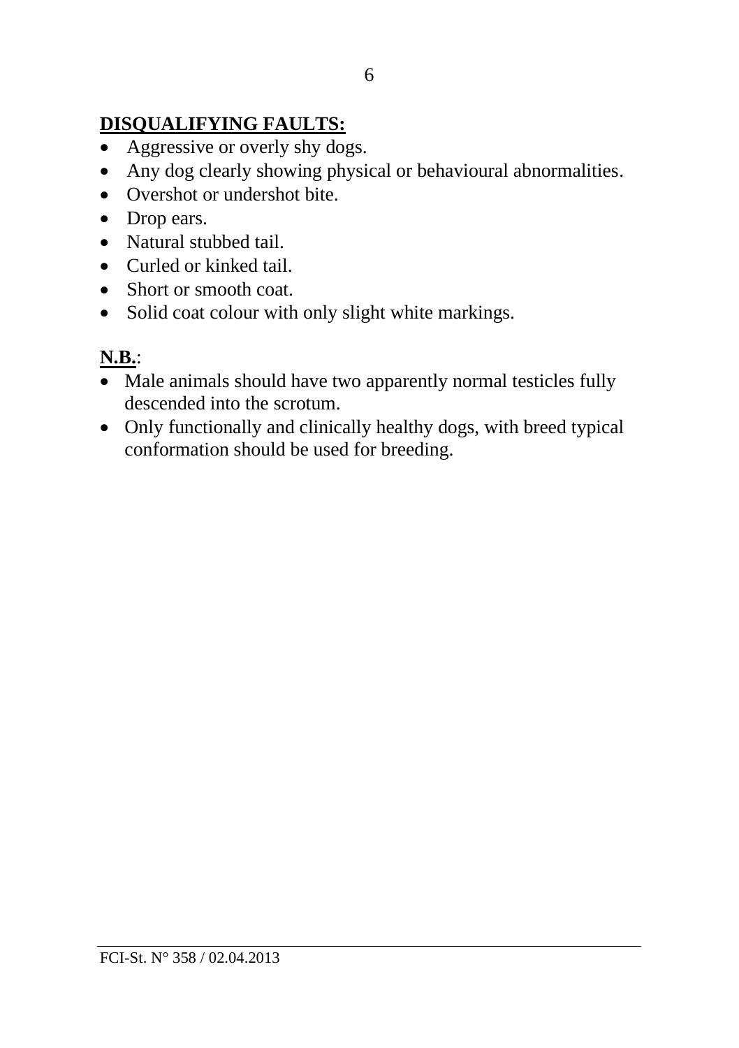**DISQUALIFYING FAULTS:**

- Aggressive or overly shy dogs.
- Any dog clearly showing physical or behavioural abnormalities.
- Overshot or undershot bite.
- Drop ears.
- Natural stubbed tail.
- Curled or kinked tail.
- Short or smooth coat.
- Solid coat colour with only slight white markings.

**N.B.**:

- Male animals should have two apparently normal testicles fully descended into the scrotum.
- Only functionally and clinically healthy dogs, with breed typical conformation should be used for breeding.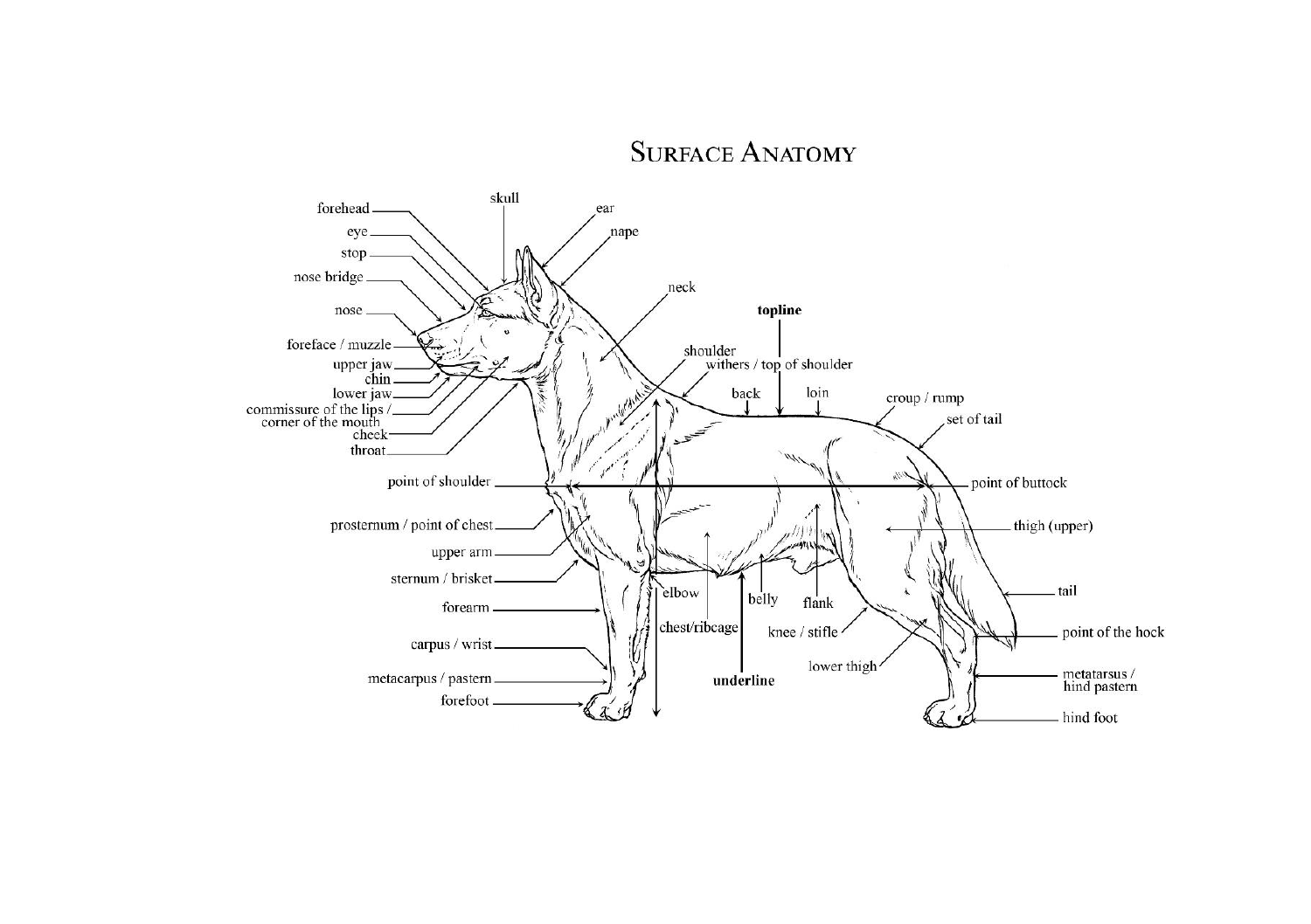# Surface Anatomy

forehead
eye
stop
nose bridge
nose
foreface / muzzle
upper jaw
chin
lower jaw
commissure of the lips / corner of the mouth
cheek
throat
skull
ear
nape
neck
topline
shoulder
withers / top of shoulder
back
loin
croup / rump
set of tail
point of shoulder
point of buttock
prosternum / point of chest
thigh (upper)
upper arm
sternum / brisket
elbow
belly
flank
tail
forearm
chest/ribcage
knee / stifle
point of the hock
carpus / wrist
lower thigh
metacarpus / pastern
underline
metatarsus / hind pastern
forefoot
hind foot